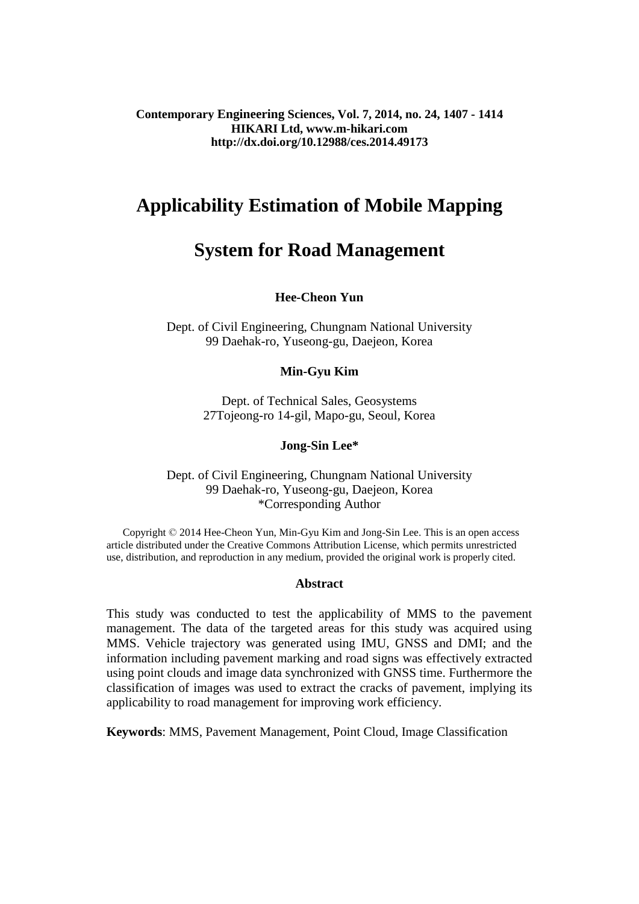# Applicability Estimation of Mobile Mapping System for Road Management

**Hee-Cheon Yun**

Dept. of Civil Engineering, Chungnam National University
99 Daehak-ro, Yuseong-gu, Daejeon, Korea

**Min-Gyu Kim**

Dept. of Technical Sales, Geosystems
27Tojeong-ro 14-gil, Mapo-gu, Seoul, Korea

**Jong-Sin Lee***

Dept. of Civil Engineering, Chungnam National University
99 Daehak-ro, Yuseong-gu, Daejeon, Korea
*Corresponding Author

Copyright © 2014 Hee-Cheon Yun, Min-Gyu Kim and Jong-Sin Lee. This is an open access article distributed under the Creative Commons Attribution License, which permits unrestricted use, distribution, and reproduction in any medium, provided the original work is properly cited.

## Abstract

This study was conducted to test the applicability of MMS to the pavement management. The data of the targeted areas for this study was acquired using MMS. Vehicle trajectory was generated using IMU, GNSS and DMI; and the information including pavement marking and road signs was effectively extracted using point clouds and image data synchronized with GNSS time. Furthermore the classification of images was used to extract the cracks of pavement, implying its applicability to road management for improving work efficiency.

**Keywords**: MMS, Pavement Management, Point Cloud, Image Classification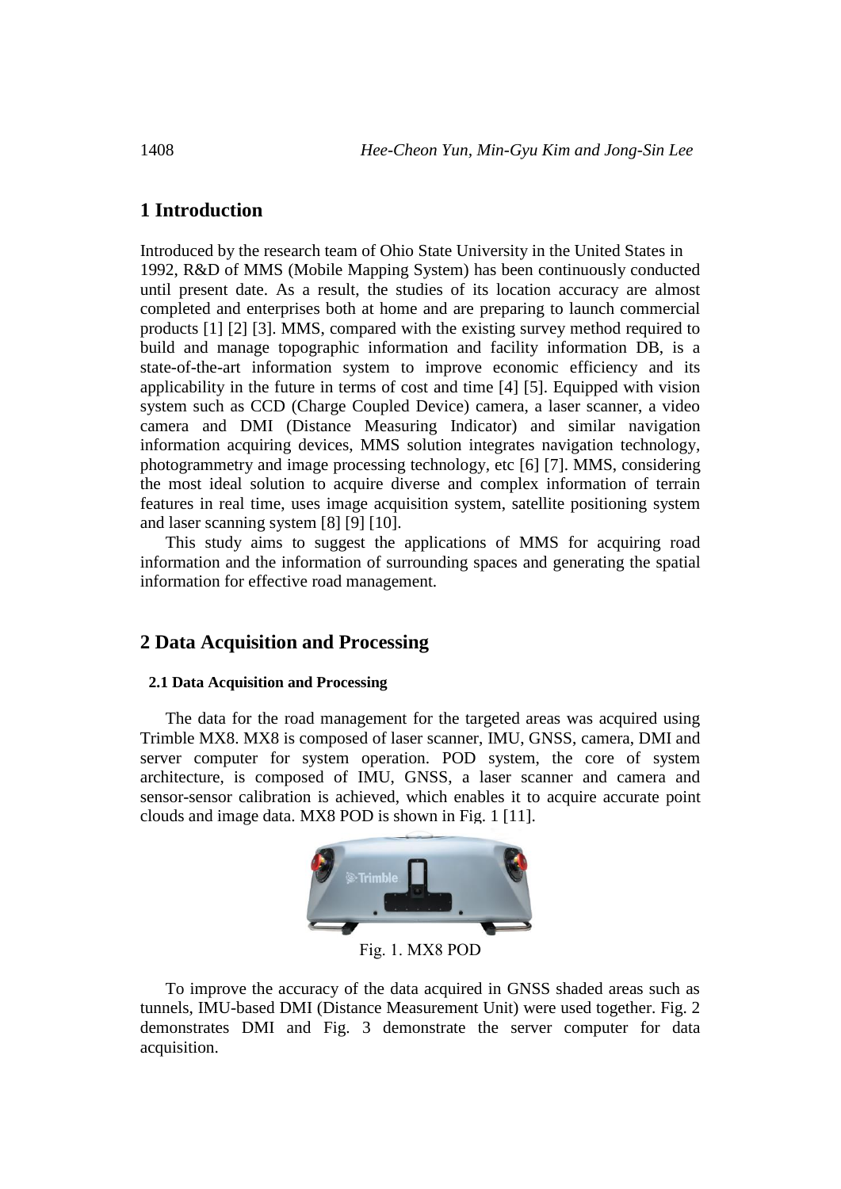# 1 Introduction

Introduced by the research team of Ohio State University in the United States in 1992, R&D of MMS (Mobile Mapping System) has been continuously conducted until present date. As a result, the studies of its location accuracy are almost completed and enterprises both at home and are preparing to launch commercial products [1] [2] [3]. MMS, compared with the existing survey method required to build and manage topographic information and facility information DB, is a state-of-the-art information system to improve economic efficiency and its applicability in the future in terms of cost and time [4] [5]. Equipped with vision system such as CCD (Charge Coupled Device) camera, a laser scanner, a video camera and DMI (Distance Measuring Indicator) and similar navigation information acquiring devices, MMS solution integrates navigation technology, photogrammetry and image processing technology, etc [6] [7]. MMS, considering the most ideal solution to acquire diverse and complex information of terrain features in real time, uses image acquisition system, satellite positioning system and laser scanning system [8] [9] [10].

This study aims to suggest the applications of MMS for acquiring road information and the information of surrounding spaces and generating the spatial information for effective road management.

# 2 Data Acquisition and Processing

### 2.1 Data Acquisition and Processing

The data for the road management for the targeted areas was acquired using Trimble MX8. MX8 is composed of laser scanner, IMU, GNSS, camera, DMI and server computer for system operation. POD system, the core of system architecture, is composed of IMU, GNSS, a laser scanner and camera and sensor-sensor calibration is achieved, which enables it to acquire accurate point clouds and image data. MX8 POD is shown in Fig. 1 [11].

Fig. 1. MX8 POD

To improve the accuracy of the data acquired in GNSS shaded areas such as tunnels, IMU-based DMI (Distance Measurement Unit) were used together. Fig. 2 demonstrates DMI and Fig. 3 demonstrate the server computer for data acquisition.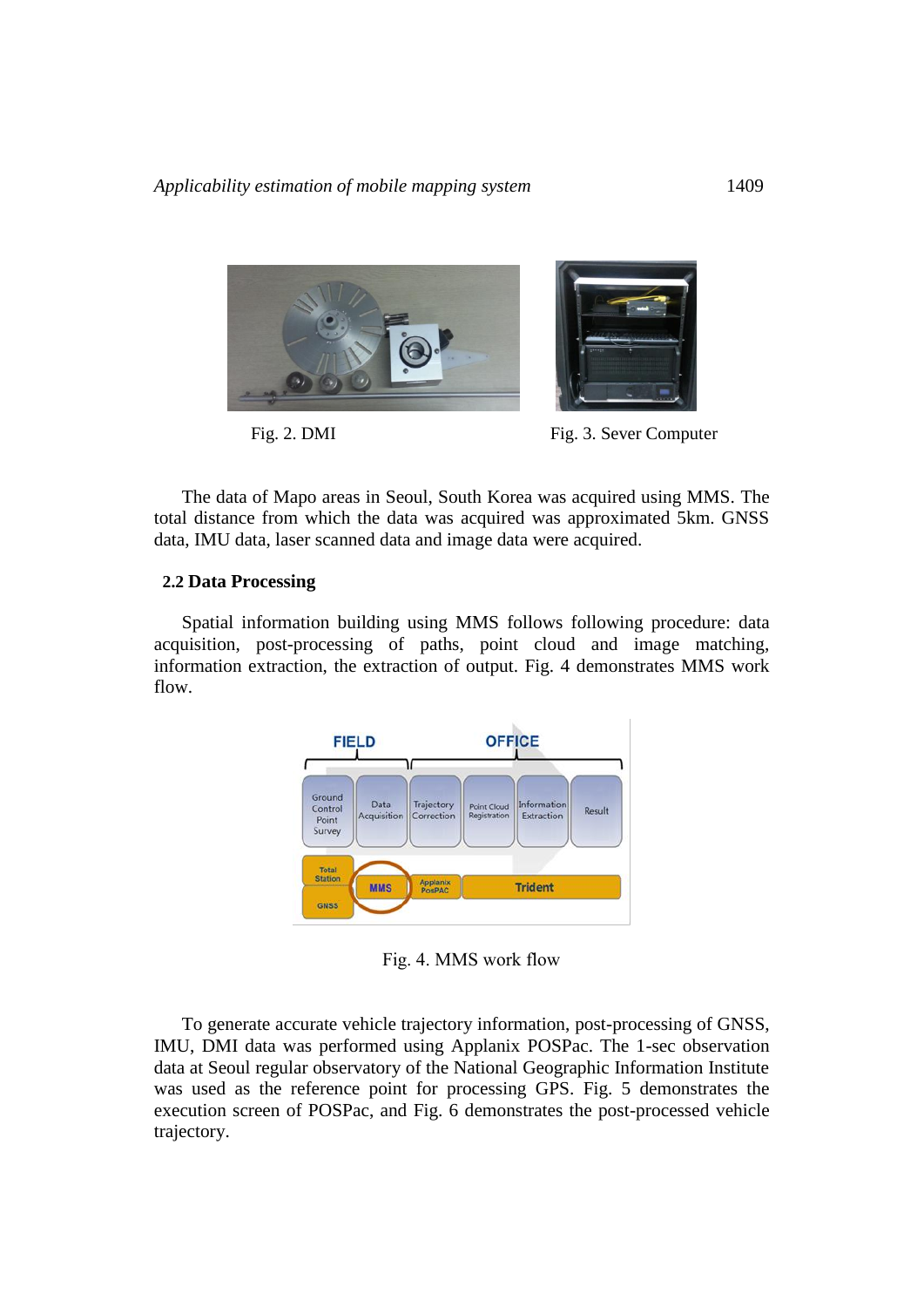Fig. 2. DMI

Fig. 3. Sever Computer

The data of Mapo areas in Seoul, South Korea was acquired using MMS. The total distance from which the data was acquired was approximated 5km. GNSS data, IMU data, laser scanned data and image data were acquired.

### 2.2 Data Processing

Spatial information building using MMS follows following procedure: data acquisition, post-processing of paths, point cloud and image matching, information extraction, the extraction of output. Fig. 4 demonstrates MMS work flow.

Fig. 4. MMS work flow

To generate accurate vehicle trajectory information, post-processing of GNSS, IMU, DMI data was performed using Applanix POSPac. The 1-sec observation data at Seoul regular observatory of the National Geographic Information Institute was used as the reference point for processing GPS. Fig. 5 demonstrates the execution screen of POSPac, and Fig. 6 demonstrates the post-processed vehicle trajectory.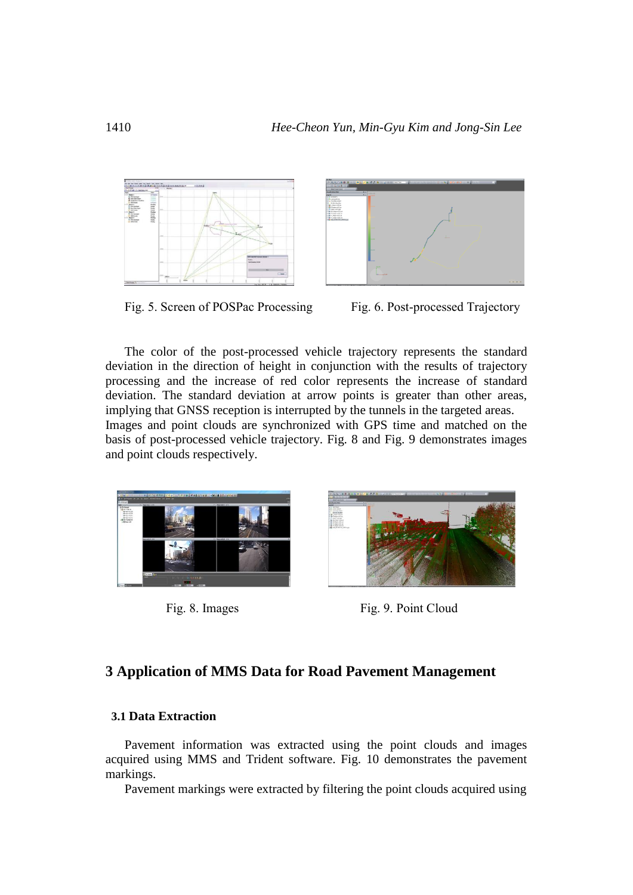Fig. 5. Screen of POSPac Processing

Fig. 6. Post-processed Trajectory

The color of the post-processed vehicle trajectory represents the standard deviation in the direction of height in conjunction with the results of trajectory processing and the increase of red color represents the increase of standard deviation. The standard deviation at arrow points is greater than other areas, implying that GNSS reception is interrupted by the tunnels in the targeted areas. Images and point clouds are synchronized with GPS time and matched on the basis of post-processed vehicle trajectory. Fig. 8 and Fig. 9 demonstrates images and point clouds respectively.

Fig. 8. Images

Fig. 9. Point Cloud

## 3 Application of MMS Data for Road Pavement Management

### 3.1 Data Extraction

Pavement information was extracted using the point clouds and images acquired using MMS and Trident software. Fig. 10 demonstrates the pavement markings.

Pavement markings were extracted by filtering the point clouds acquired using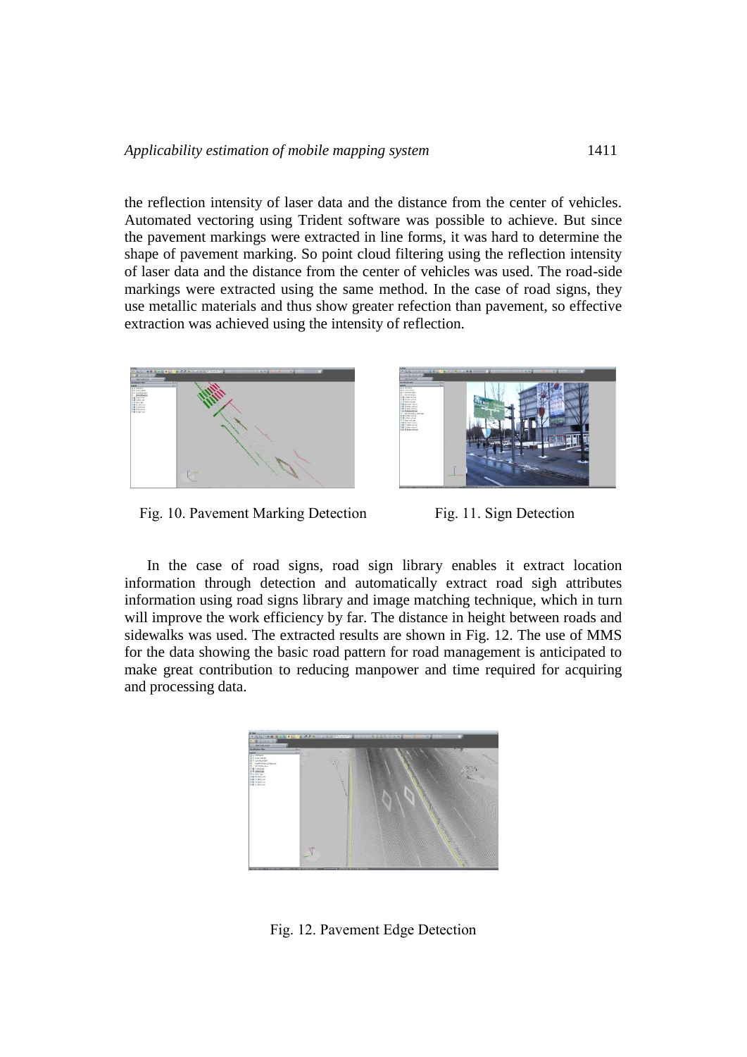the reflection intensity of laser data and the distance from the center of vehicles. Automated vectoring using Trident software was possible to achieve. But since the pavement markings were extracted in line forms, it was hard to determine the shape of pavement marking. So point cloud filtering using the reflection intensity of laser data and the distance from the center of vehicles was used. The road-side markings were extracted using the same method. In the case of road signs, they use metallic materials and thus show greater refection than pavement, so effective extraction was achieved using the intensity of reflection.

Fig. 10. Pavement Marking Detection

Fig. 11. Sign Detection

In the case of road signs, road sign library enables it extract location information through detection and automatically extract road sigh attributes information using road signs library and image matching technique, which in turn will improve the work efficiency by far. The distance in height between roads and sidewalks was used. The extracted results are shown in Fig. 12. The use of MMS for the data showing the basic road pattern for road management is anticipated to make great contribution to reducing manpower and time required for acquiring and processing data.

Fig. 12. Pavement Edge Detection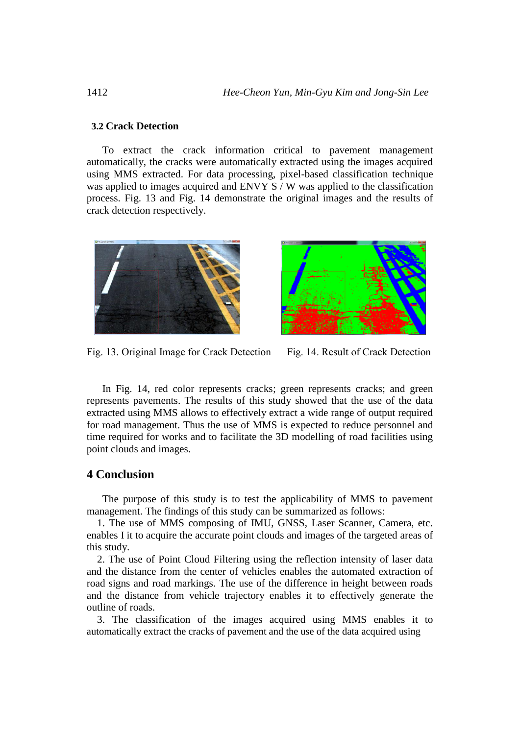### 3.2 Crack Detection

To extract the crack information critical to pavement management automatically, the cracks were automatically extracted using the images acquired using MMS extracted. For data processing, pixel-based classification technique was applied to images acquired and ENVY S / W was applied to the classification process. Fig. 13 and Fig. 14 demonstrate the original images and the results of crack detection respectively.

Fig. 13. Original Image for Crack Detection

Fig. 14. Result of Crack Detection

In Fig. 14, red color represents cracks; green represents cracks; and green represents pavements. The results of this study showed that the use of the data extracted using MMS allows to effectively extract a wide range of output required for road management. Thus the use of MMS is expected to reduce personnel and time required for works and to facilitate the 3D modelling of road facilities using point clouds and images.

## 4 Conclusion

The purpose of this study is to test the applicability of MMS to pavement management. The findings of this study can be summarized as follows:

1. The use of MMS composing of IMU, GNSS, Laser Scanner, Camera, etc. enables I it to acquire the accurate point clouds and images of the targeted areas of this study.

2. The use of Point Cloud Filtering using the reflection intensity of laser data and the distance from the center of vehicles enables the automated extraction of road signs and road markings. The use of the difference in height between roads and the distance from vehicle trajectory enables it to effectively generate the outline of roads.

3. The classification of the images acquired using MMS enables it to automatically extract the cracks of pavement and the use of the data acquired using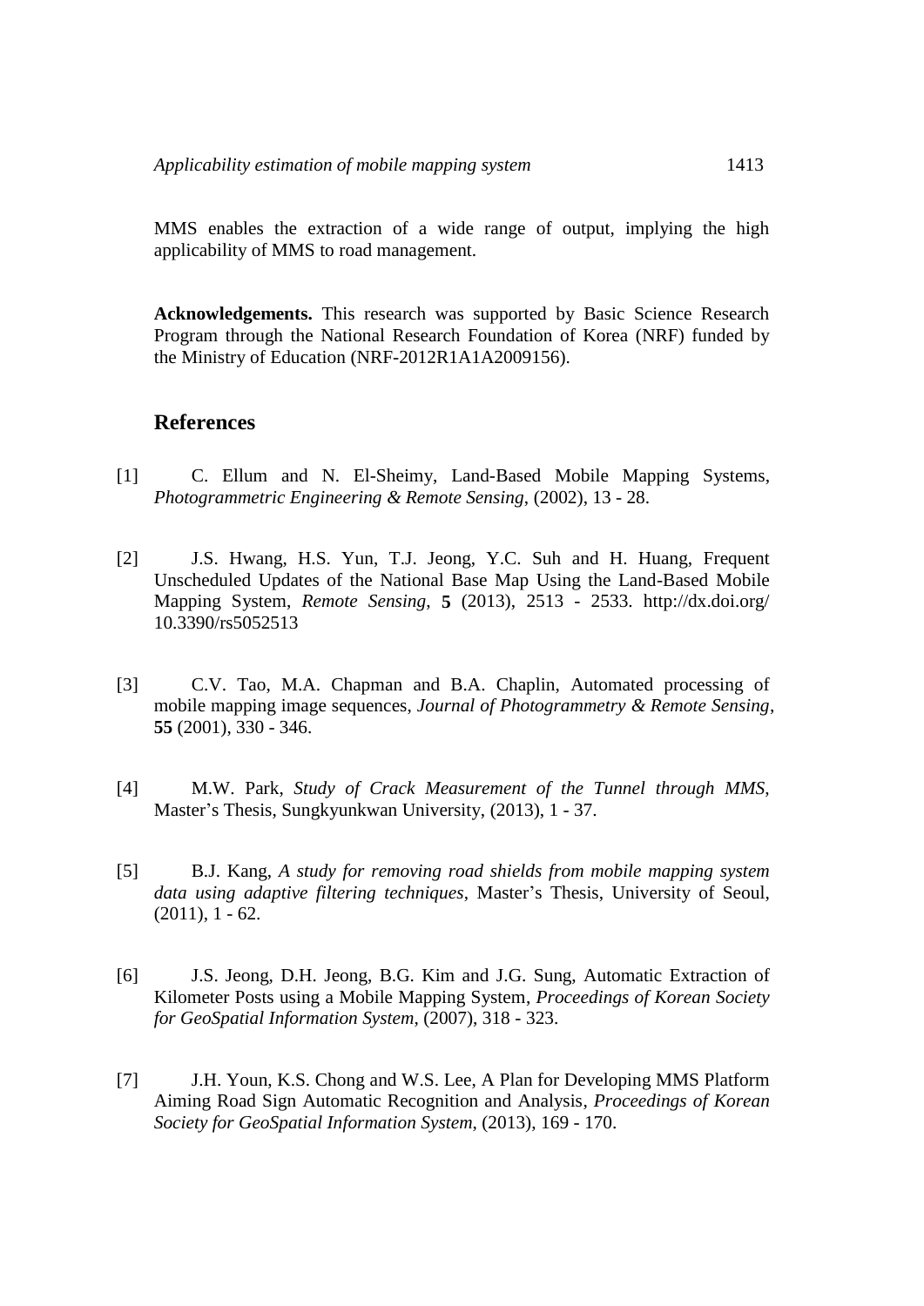MMS enables the extraction of a wide range of output, implying the high applicability of MMS to road management.

**Acknowledgements.** This research was supported by Basic Science Research Program through the National Research Foundation of Korea (NRF) funded by the Ministry of Education (NRF-2012R1A1A2009156).

## References

[1] C. Ellum and N. El-Sheimy, Land-Based Mobile Mapping Systems, *Photogrammetric Engineering & Remote Sensing*, (2002), 13 - 28.

[2] J.S. Hwang, H.S. Yun, T.J. Jeong, Y.C. Suh and H. Huang, Frequent Unscheduled Updates of the National Base Map Using the Land-Based Mobile Mapping System, *Remote Sensing*, **5** (2013), 2513 - 2533. http://dx.doi.org/10.3390/rs5052513

[3] C.V. Tao, M.A. Chapman and B.A. Chaplin, Automated processing of mobile mapping image sequences, *Journal of Photogrammetry & Remote Sensing*, **55** (2001), 330 - 346.

[4] M.W. Park, *Study of Crack Measurement of the Tunnel through MMS*, Master's Thesis, Sungkyunkwan University, (2013), 1 - 37.

[5] B.J. Kang, *A study for removing road shields from mobile mapping system data using adaptive filtering techniques*, Master's Thesis, University of Seoul, (2011), 1 - 62.

[6] J.S. Jeong, D.H. Jeong, B.G. Kim and J.G. Sung, Automatic Extraction of Kilometer Posts using a Mobile Mapping System, *Proceedings of Korean Society for GeoSpatial Information System*, (2007), 318 - 323.

[7] J.H. Youn, K.S. Chong and W.S. Lee, A Plan for Developing MMS Platform Aiming Road Sign Automatic Recognition and Analysis, *Proceedings of Korean Society for GeoSpatial Information System*, (2013), 169 - 170.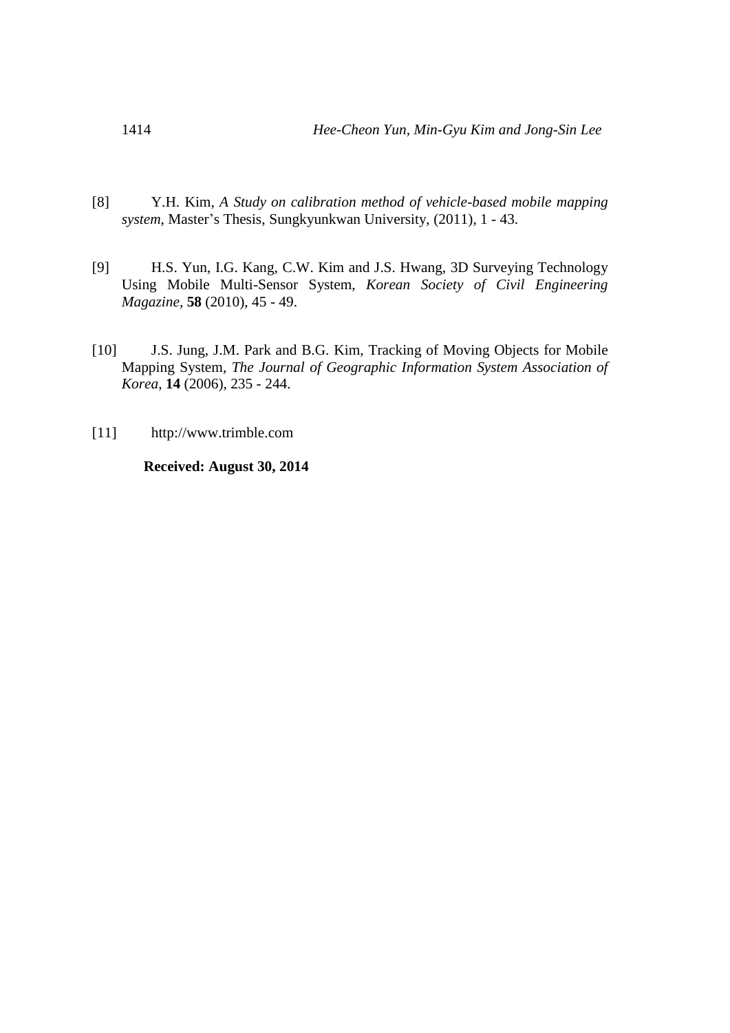[8] Y.H. Kim, *A Study on calibration method of vehicle-based mobile mapping system*, Master's Thesis, Sungkyunkwan University, (2011), 1 - 43.

[9] H.S. Yun, I.G. Kang, C.W. Kim and J.S. Hwang, 3D Surveying Technology Using Mobile Multi-Sensor System, *Korean Society of Civil Engineering Magazine*, **58** (2010), 45 - 49.

[10] J.S. Jung, J.M. Park and B.G. Kim, Tracking of Moving Objects for Mobile Mapping System, *The Journal of Geographic Information System Association of Korea*, **14** (2006), 235 - 244.

[11] http://www.trimble.com

**Received: August 30, 2014**